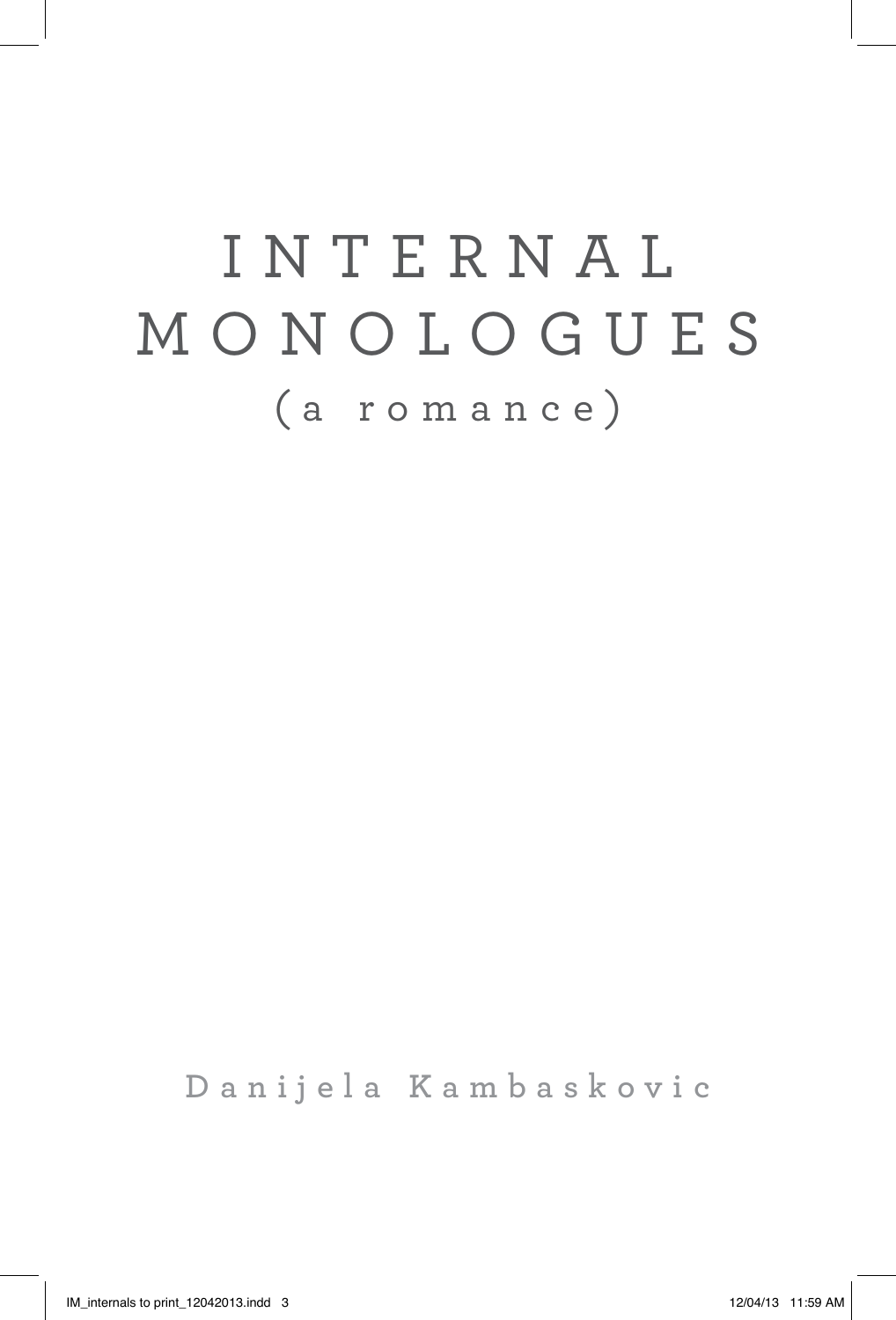# INTERNAL MONOLOGUES

## (a romance)

Danijela Kambaskovic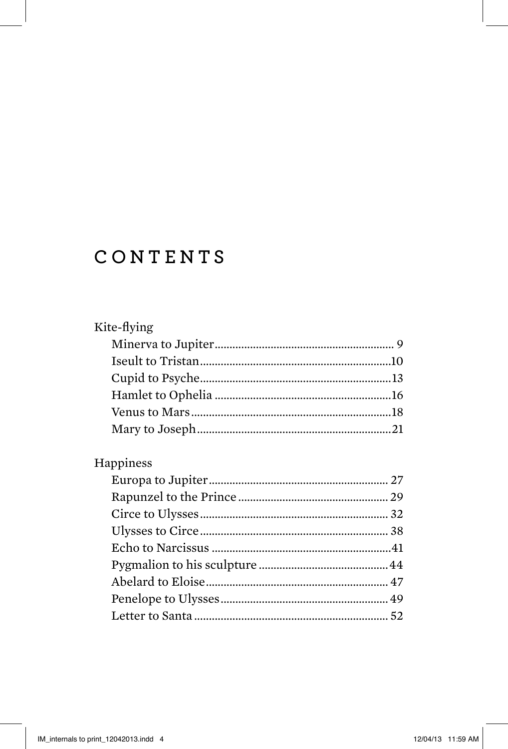# CONTENTS

Kite-flying

- Minerva to Jupiter ........ 9
- Iseult to Tristan ........ 10
- Cupid to Psyche ........ 13
- Hamlet to Ophelia ........ 16
- Venus to Mars ........ 18
- Mary to Joseph ........ 21

Happiness

- Europa to Jupiter ........ 27
- Rapunzel to the Prince ........ 29
- Circe to Ulysses ........ 32
- Ulysses to Circe ........ 38
- Echo to Narcissus ........ 41
- Pygmalion to his sculpture ........ 44
- Abelard to Eloise ........ 47
- Penelope to Ulysses ........ 49
- Letter to Santa ........ 52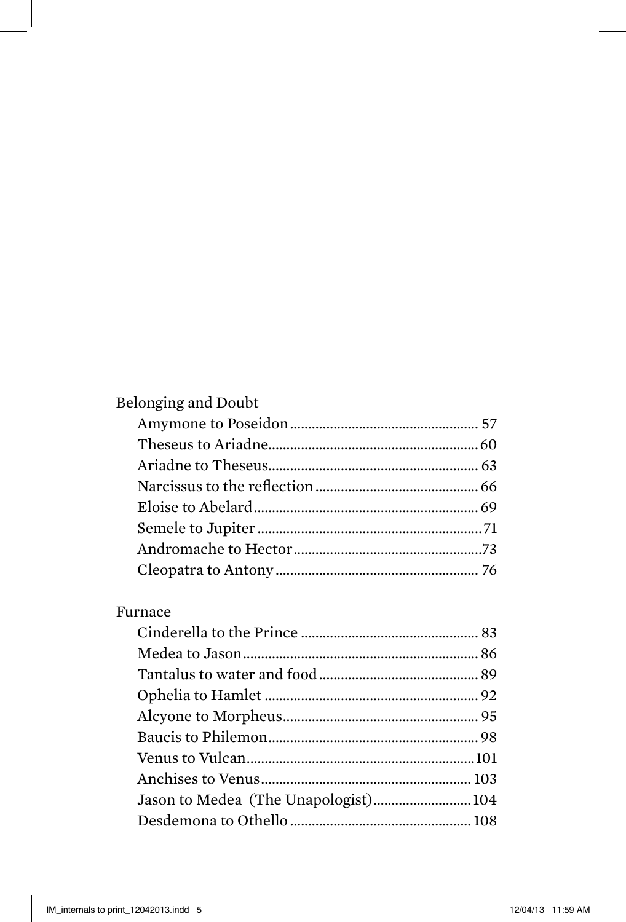Belonging and Doubt

- Amymone to Poseidon ... 57
- Theseus to Ariadne ... 60
- Ariadne to Theseus ... 63
- Narcissus to the reflection ... 66
- Eloise to Abelard ... 69
- Semele to Jupiter ... 71
- Andromache to Hector ... 73
- Cleopatra to Antony ... 76

Furnace

- Cinderella to the Prince ... 83
- Medea to Jason ... 86
- Tantalus to water and food ... 89
- Ophelia to Hamlet ... 92
- Alcyone to Morpheus ... 95
- Baucis to Philemon ... 98
- Venus to Vulcan ... 101
- Anchises to Venus ... 103
- Jason to Medea (The Unapologist) ... 104
- Desdemona to Othello ... 108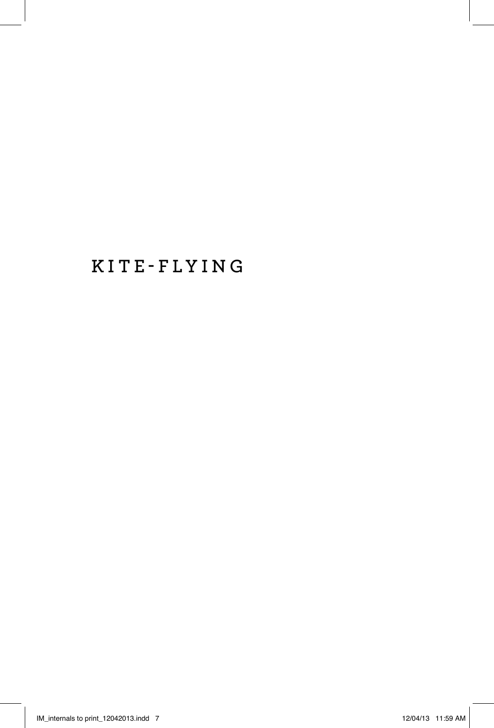# KITE-FLYING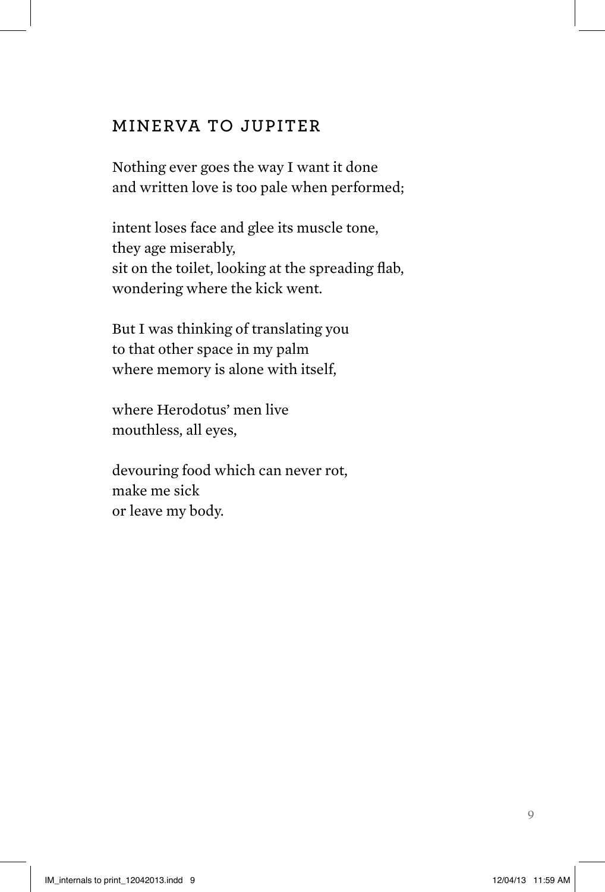## MINERVA TO JUPITER

Nothing ever goes the way I want it done  
and written love is too pale when performed;

intent loses face and glee its muscle tone,  
they age miserably,  
sit on the toilet, looking at the spreading flab,  
wondering where the kick went.

But I was thinking of translating you  
to that other space in my palm  
where memory is alone with itself,

where Herodotus' men live  
mouthless, all eyes,

devouring food which can never rot,  
make me sick  
or leave my body.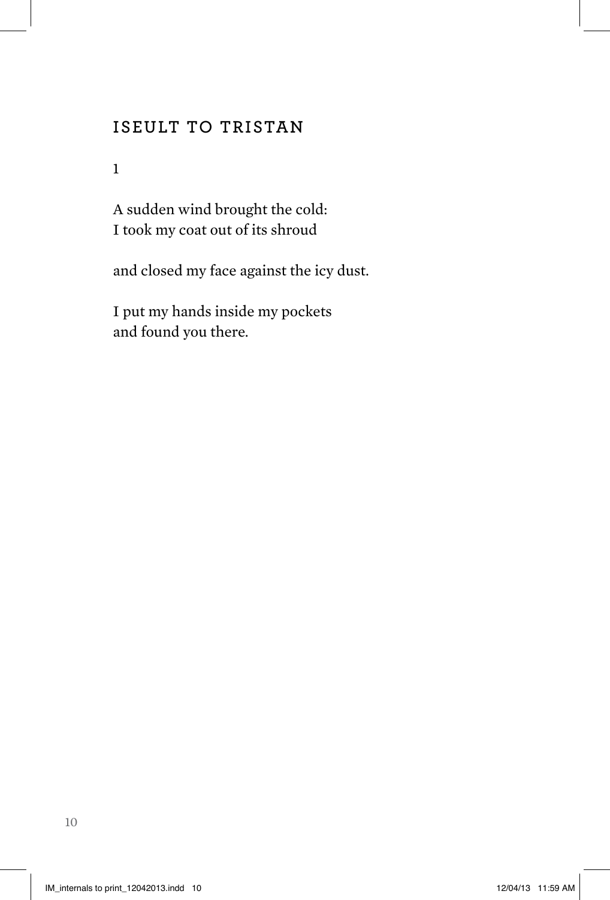## ISEULT TO TRISTAN

1

A sudden wind brought the cold:
I took my coat out of its shroud

and closed my face against the icy dust.

I put my hands inside my pockets
and found you there.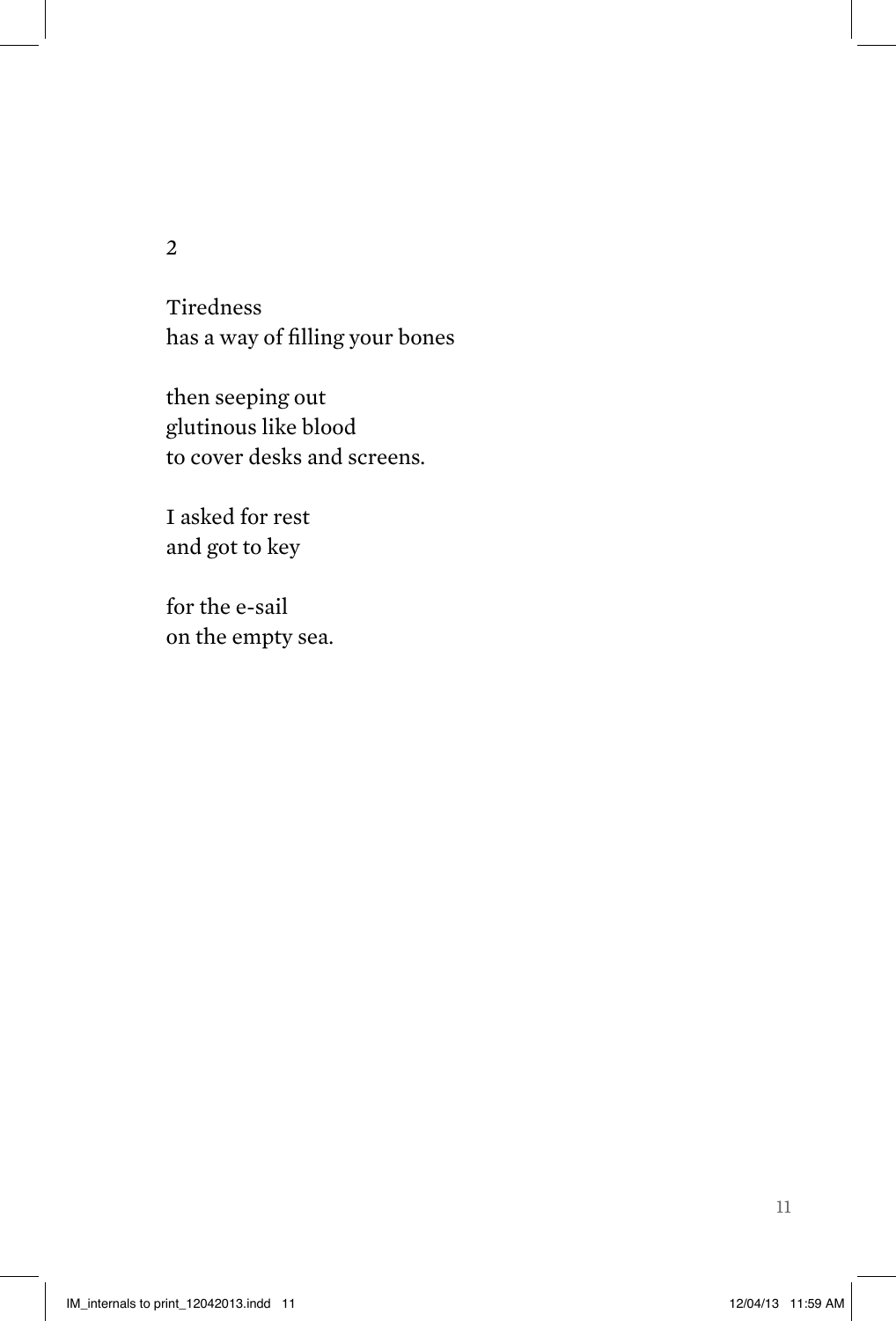2

Tiredness
has a way of filling your bones

then seeping out
glutinous like blood
to cover desks and screens.

I asked for rest
and got to key

for the e-sail
on the empty sea.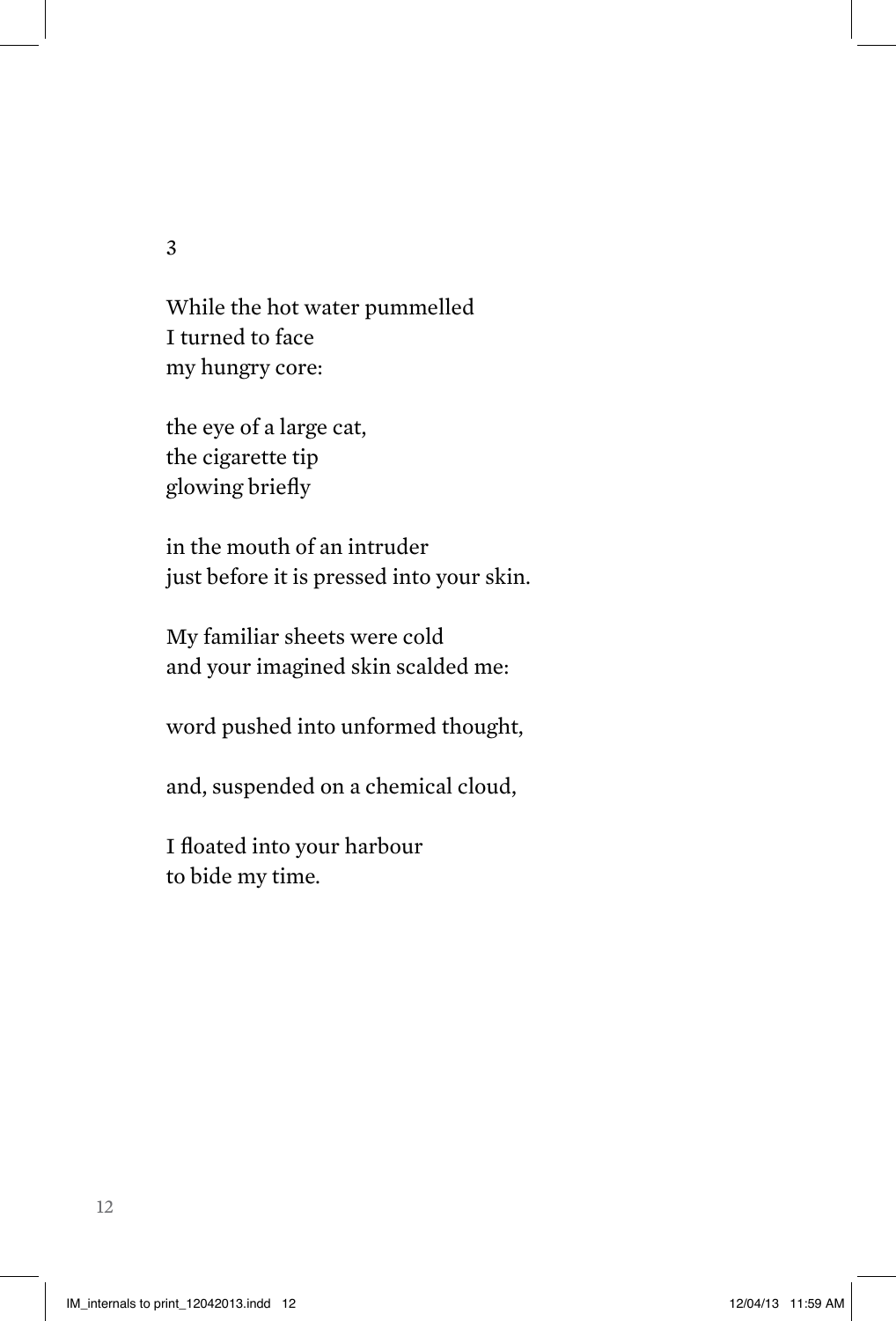3

While the hot water pummelled  
I turned to face  
my hungry core:

the eye of a large cat,  
the cigarette tip  
glowing briefly

in the mouth of an intruder  
just before it is pressed into your skin.

My familiar sheets were cold  
and your imagined skin scalded me:

word pushed into unformed thought,

and, suspended on a chemical cloud,

I floated into your harbour  
to bide my time.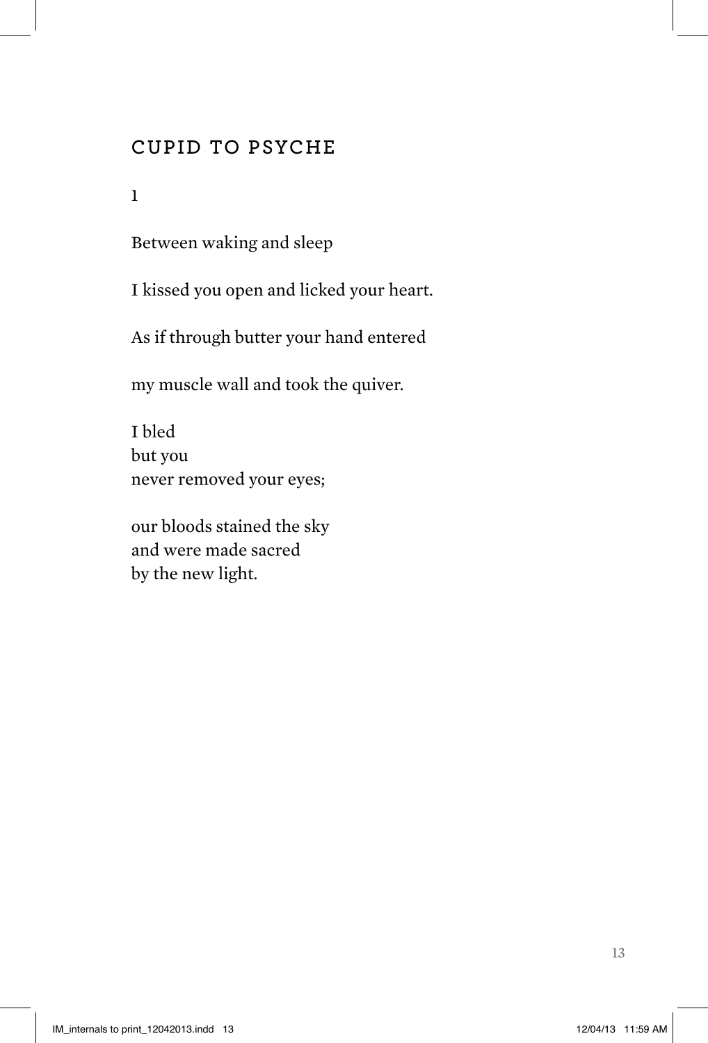## CUPID TO PSYCHE

1

Between waking and sleep

I kissed you open and licked your heart.

As if through butter your hand entered

my muscle wall and took the quiver.

I bled  
but you  
never removed your eyes;

our bloods stained the sky  
and were made sacred  
by the new light.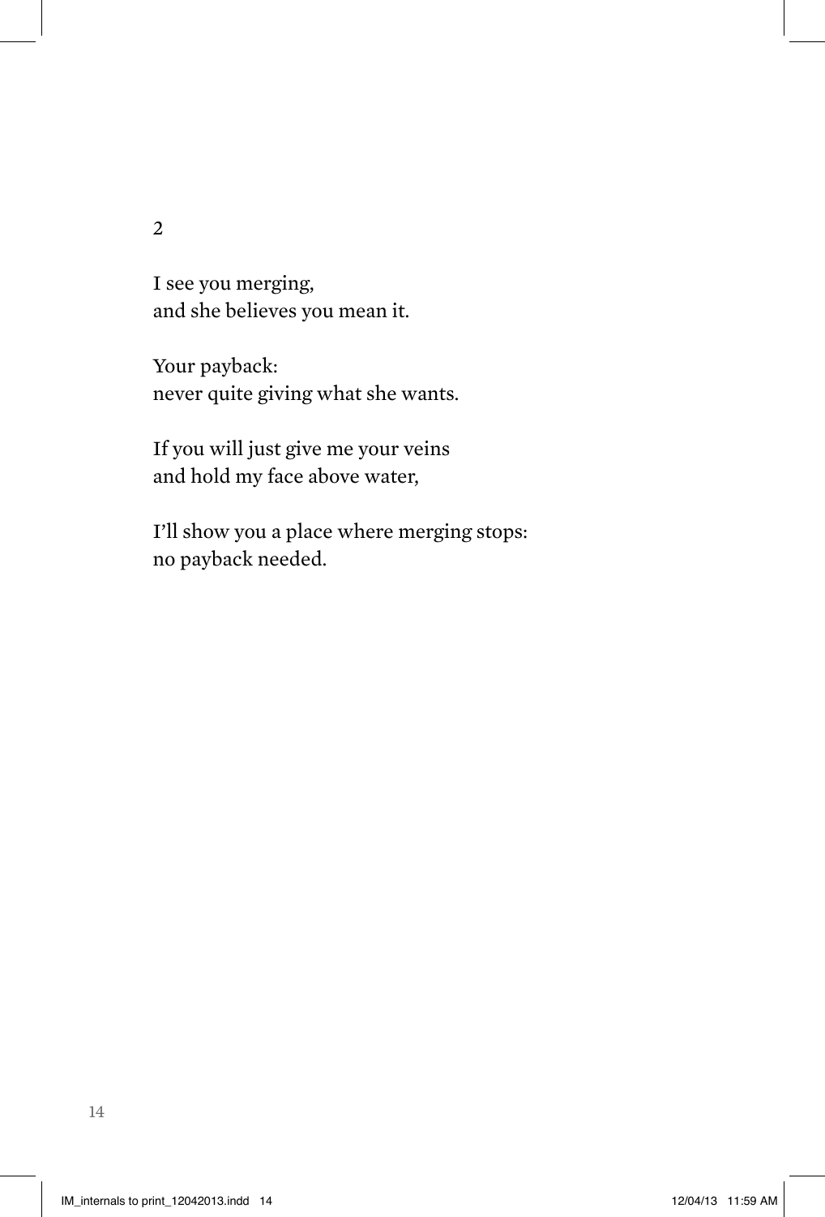2

I see you merging,
and she believes you mean it.

Your payback:
never quite giving what she wants.

If you will just give me your veins
and hold my face above water,

I'll show you a place where merging stops:
no payback needed.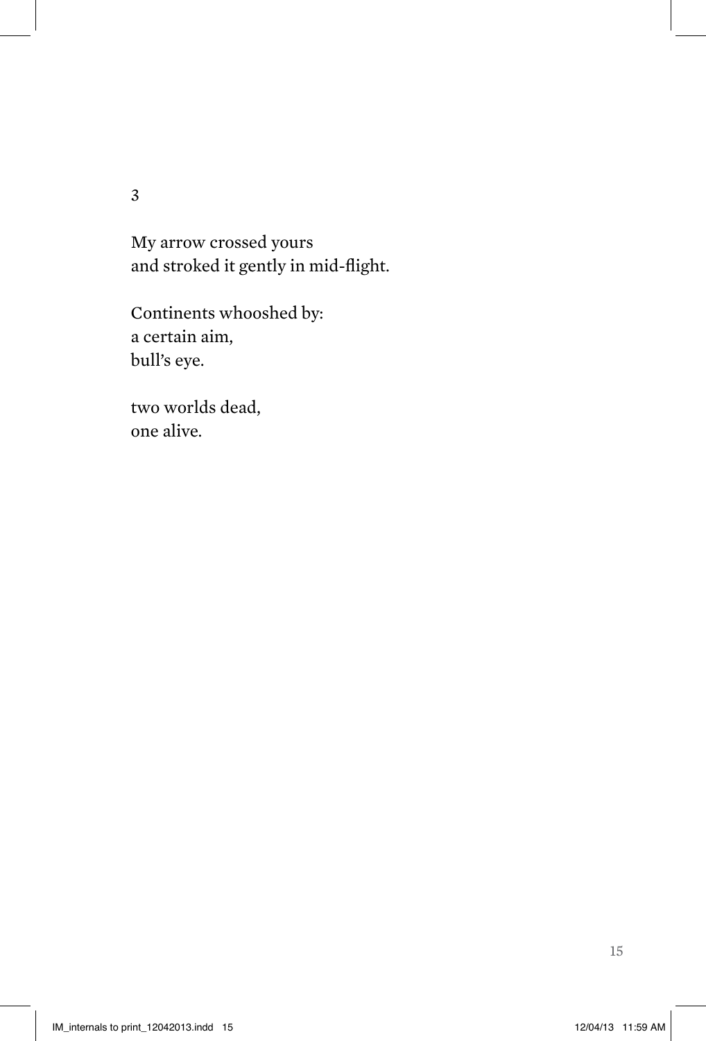3

My arrow crossed yours
and stroked it gently in mid-flight.

Continents whooshed by:
a certain aim,
bull's eye.

two worlds dead,
one alive.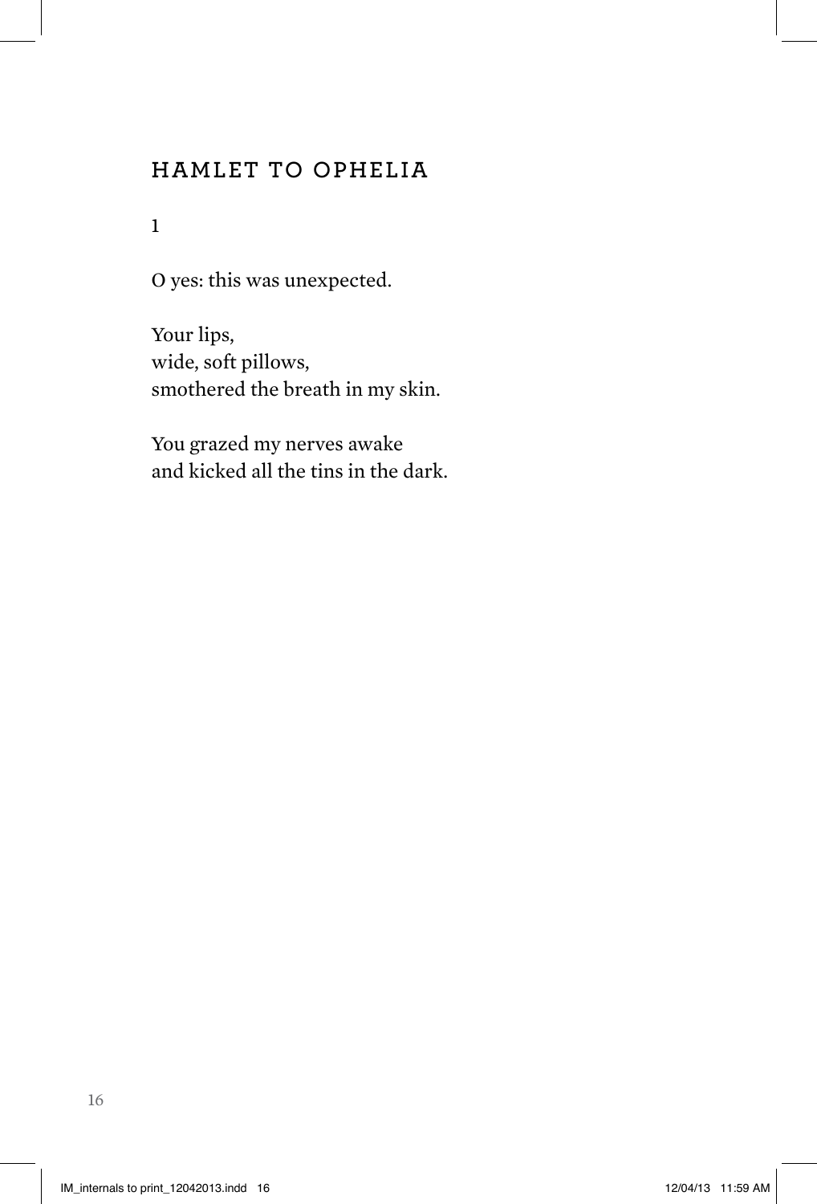## HAMLET TO OPHELIA

1

O yes: this was unexpected.

Your lips,  
wide, soft pillows,  
smothered the breath in my skin.

You grazed my nerves awake  
and kicked all the tins in the dark.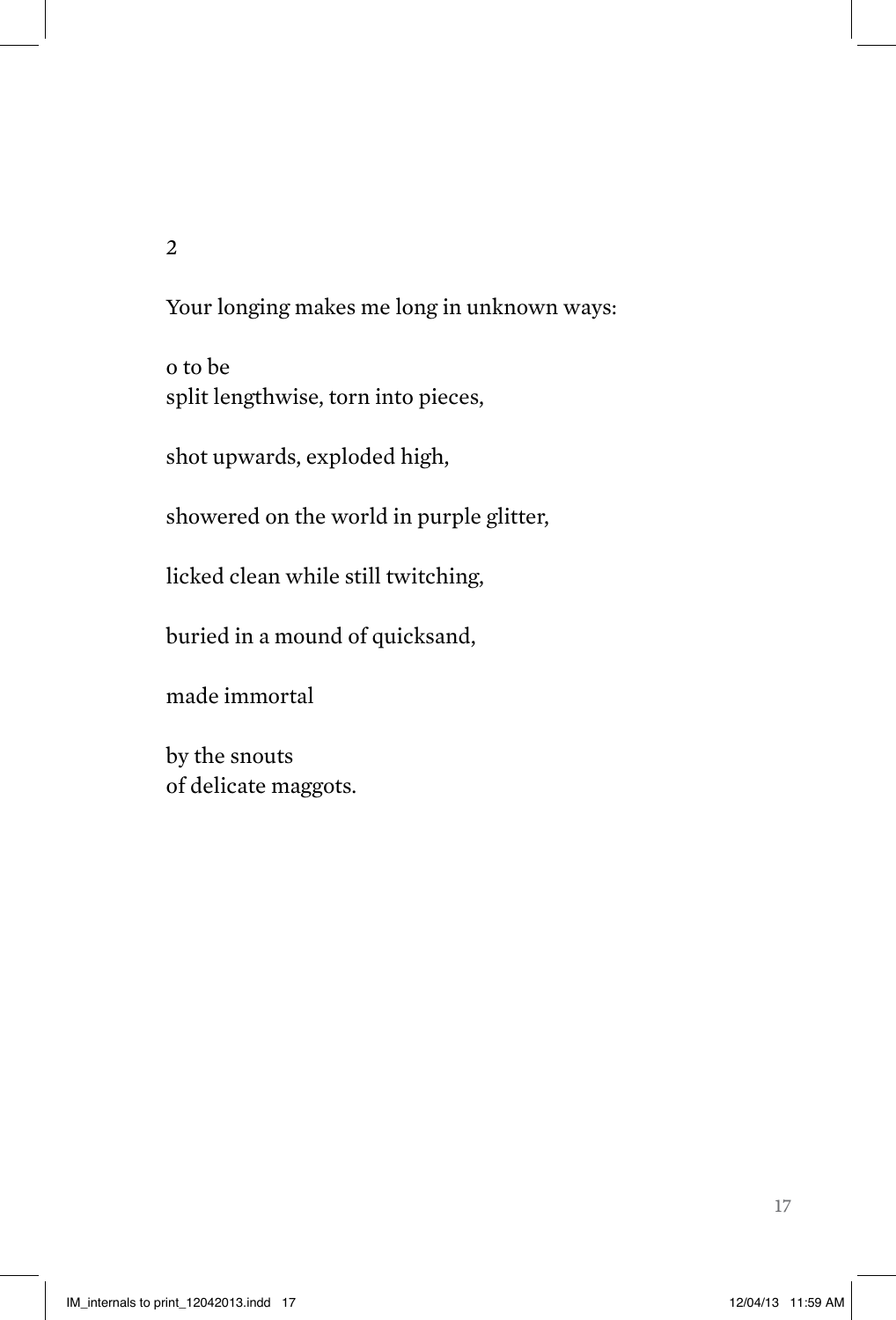2

Your longing makes me long in unknown ways:

o to be  
split lengthwise, torn into pieces,

shot upwards, exploded high,

showered on the world in purple glitter,

licked clean while still twitching,

buried in a mound of quicksand,

made immortal

by the snouts  
of delicate maggots.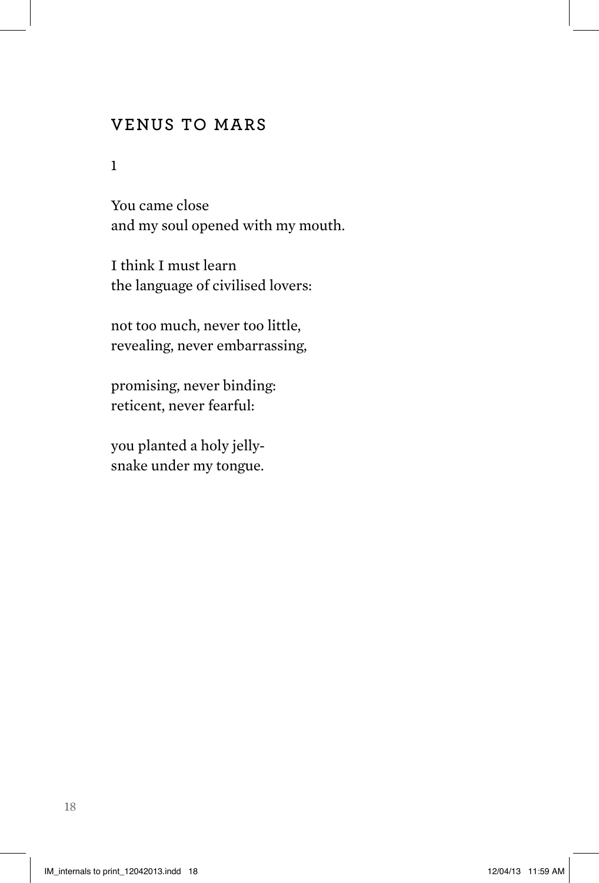## VENUS TO MARS

1

You came close
and my soul opened with my mouth.

I think I must learn
the language of civilised lovers:

not too much, never too little,
revealing, never embarrassing,

promising, never binding:
reticent, never fearful:

you planted a holy jelly-
snake under my tongue.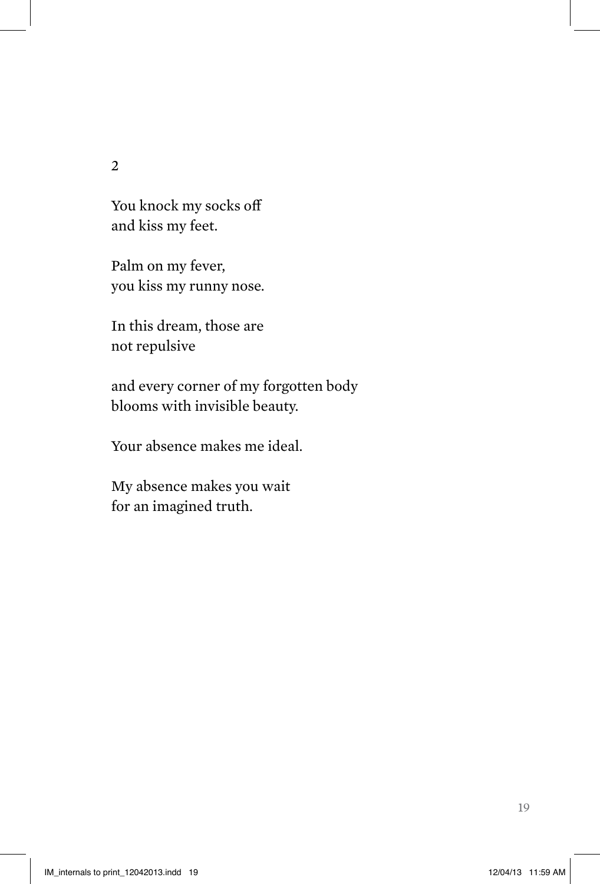2

You knock my socks off
and kiss my feet.

Palm on my fever,
you kiss my runny nose.

In this dream, those are
not repulsive

and every corner of my forgotten body
blooms with invisible beauty.

Your absence makes me ideal.

My absence makes you wait
for an imagined truth.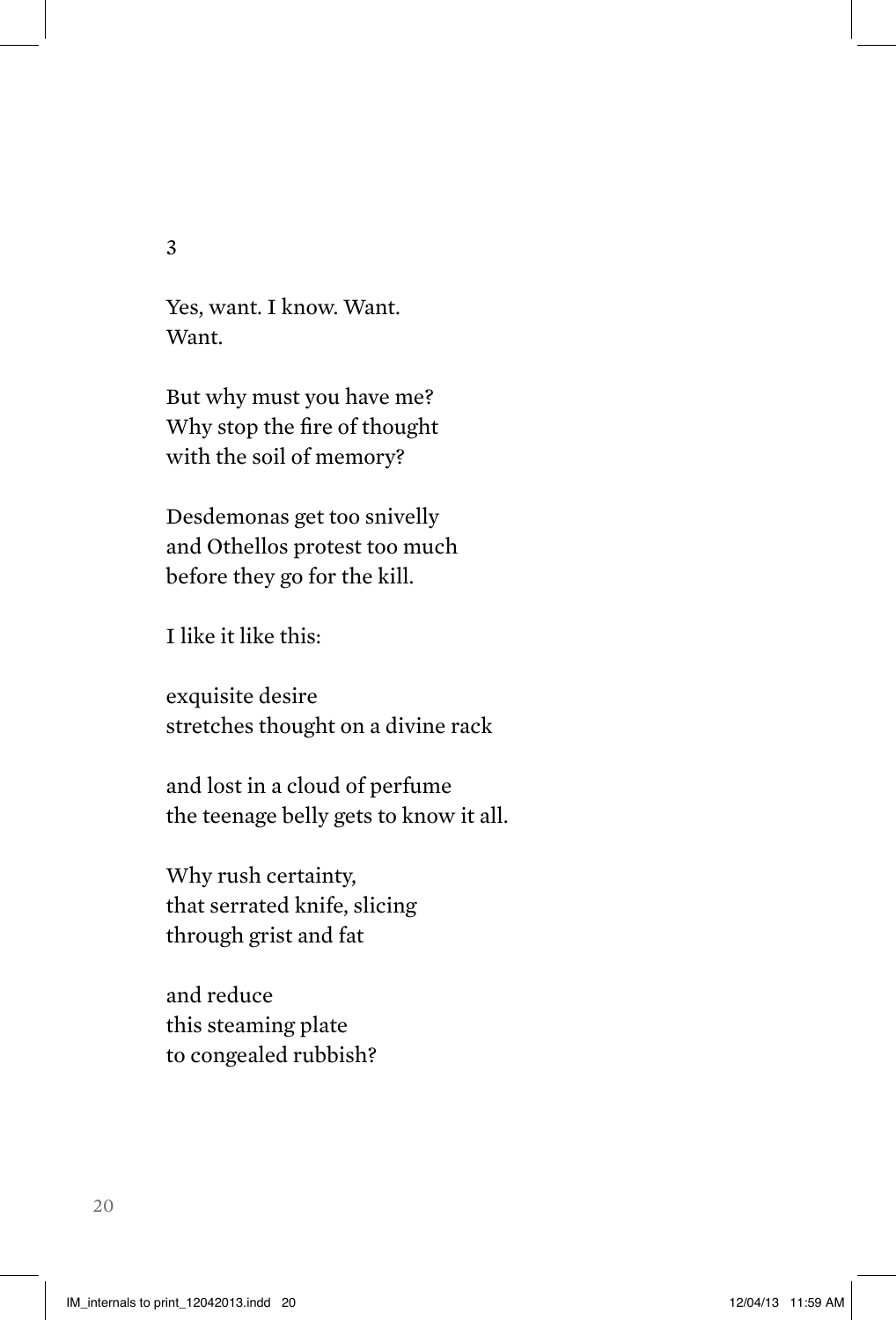3

Yes, want. I know. Want.  
Want.

But why must you have me?  
Why stop the fire of thought  
with the soil of memory?

Desdemonas get too snivelly  
and Othellos protest too much  
before they go for the kill.

I like it like this:

exquisite desire  
stretches thought on a divine rack

and lost in a cloud of perfume  
the teenage belly gets to know it all.

Why rush certainty,  
that serrated knife, slicing  
through grist and fat

and reduce  
this steaming plate  
to congealed rubbish?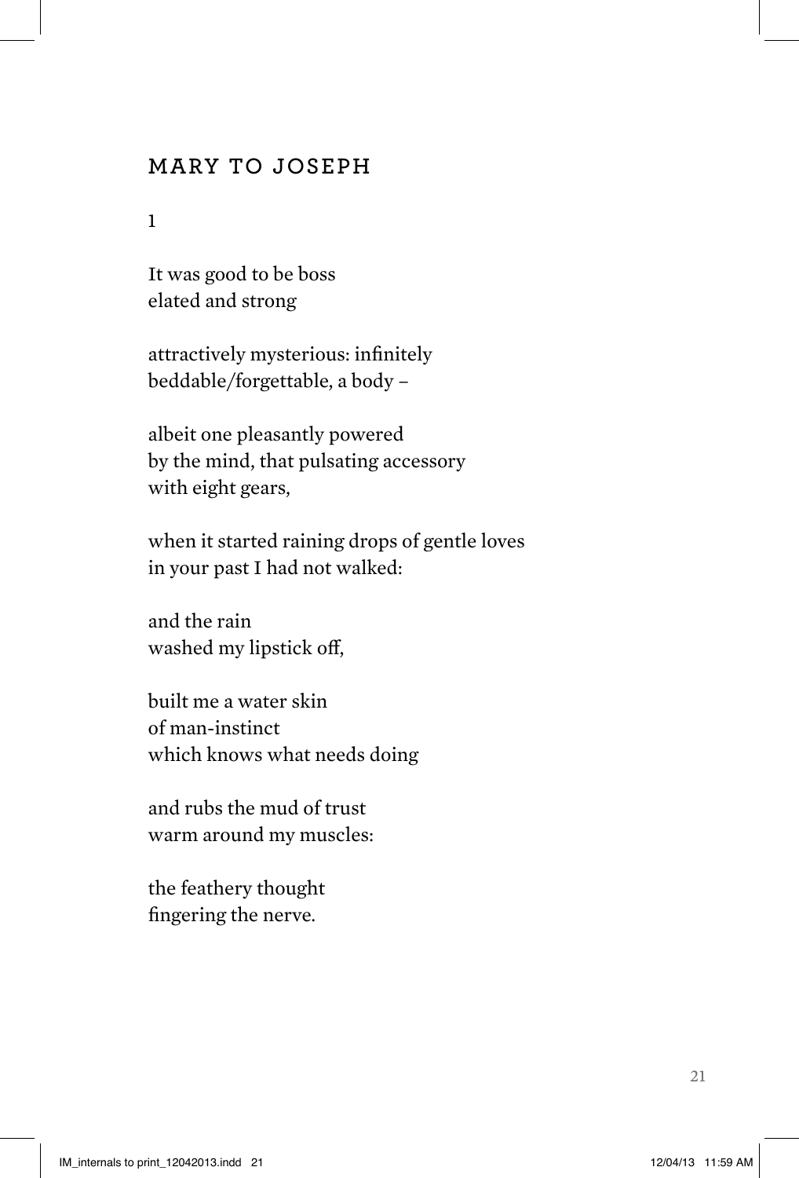## MARY TO JOSEPH

1

It was good to be boss
elated and strong

attractively mysterious: infinitely
beddable/forgettable, a body –

albeit one pleasantly powered
by the mind, that pulsating accessory
with eight gears,

when it started raining drops of gentle loves
in your past I had not walked:

and the rain
washed my lipstick off,

built me a water skin
of man-instinct
which knows what needs doing

and rubs the mud of trust
warm around my muscles:

the feathery thought
fingering the nerve.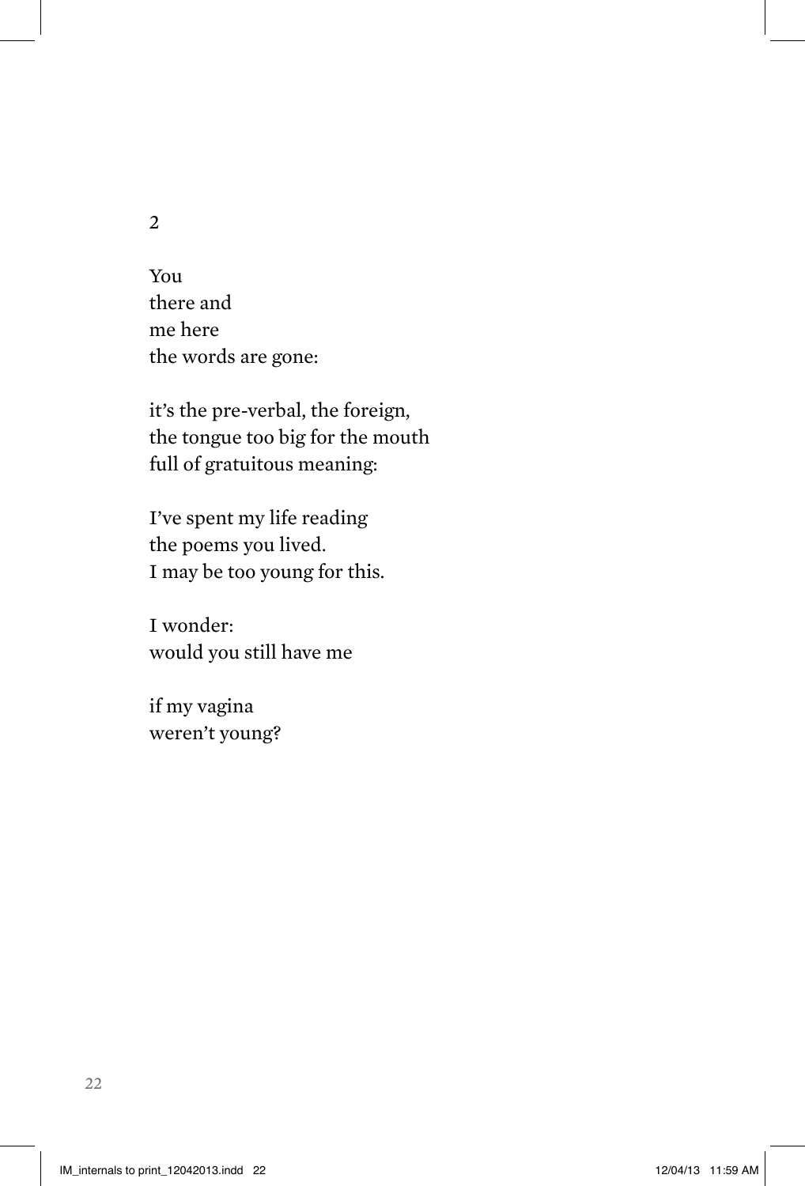2

You  
there and  
me here  
the words are gone:

it's the pre-verbal, the foreign,  
the tongue too big for the mouth  
full of gratuitous meaning:

I've spent my life reading  
the poems you lived.  
I may be too young for this.

I wonder:  
would you still have me

if my vagina  
weren't young?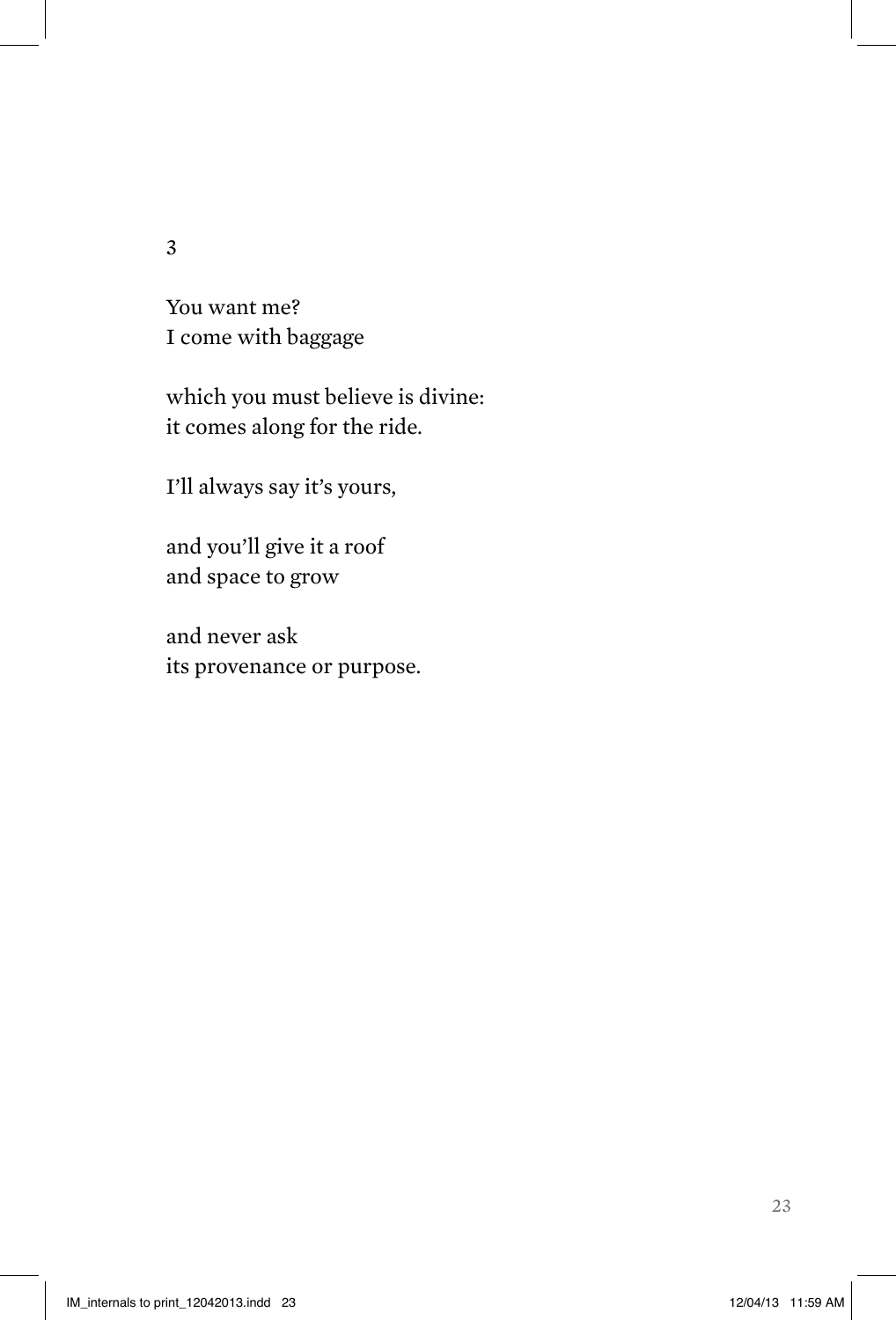3

You want me?
I come with baggage

which you must believe is divine:
it comes along for the ride.

I'll always say it's yours,

and you'll give it a roof
and space to grow

and never ask
its provenance or purpose.